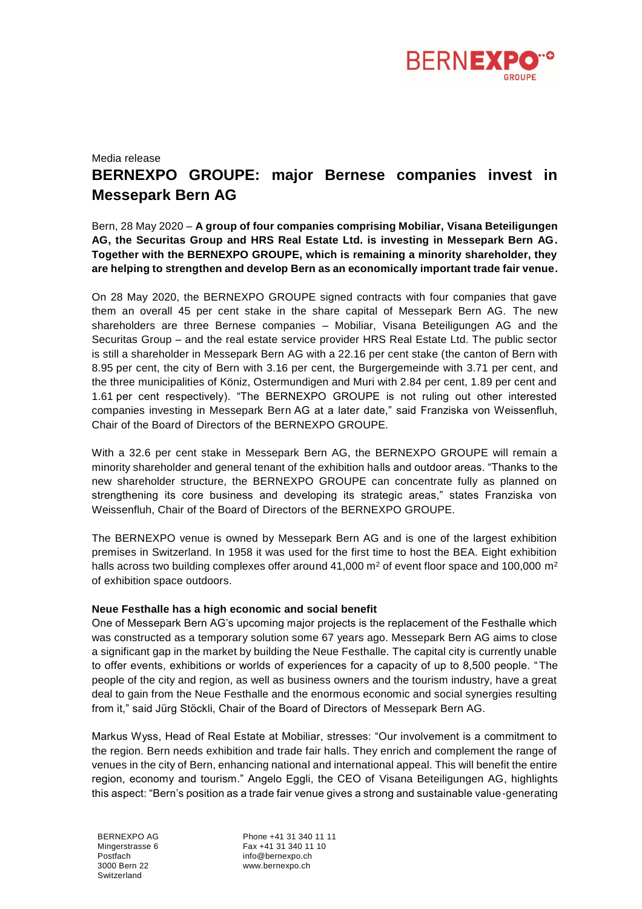Media release

# BERNEXPO GROUPE: major Bernese companies invest in Messepark Bern AG

Bern, 28 May 2020 – **A group of four companies comprising Mobiliar, Visana Beteiligungen AG, the Securitas Group and HRS Real Estate Ltd. is investing in Messepark Bern AG. Together with the BERNEXPO GROUPE, which is remaining a minority shareholder, they are helping to strengthen and develop Bern as an economically important trade fair venue.**

On 28 May 2020, the BERNEXPO GROUPE signed contracts with four companies that gave them an overall 45 per cent stake in the share capital of Messepark Bern AG. The new shareholders are three Bernese companies – Mobiliar, Visana Beteiligungen AG and the Securitas Group – and the real estate service provider HRS Real Estate Ltd. The public sector is still a shareholder in Messepark Bern AG with a 22.16 per cent stake (the canton of Bern with 8.95 per cent, the city of Bern with 3.16 per cent, the Burgergemeinde with 3.71 per cent, and the three municipalities of Köniz, Ostermundigen and Muri with 2.84 per cent, 1.89 per cent and 1.61 per cent respectively). "The BERNEXPO GROUPE is not ruling out other interested companies investing in Messepark Bern AG at a later date," said Franziska von Weissenfluh, Chair of the Board of Directors of the BERNEXPO GROUPE.

With a 32.6 per cent stake in Messepark Bern AG, the BERNEXPO GROUPE will remain a minority shareholder and general tenant of the exhibition halls and outdoor areas. "Thanks to the new shareholder structure, the BERNEXPO GROUPE can concentrate fully as planned on strengthening its core business and developing its strategic areas," states Franziska von Weissenfluh, Chair of the Board of Directors of the BERNEXPO GROUPE.

The BERNEXPO venue is owned by Messepark Bern AG and is one of the largest exhibition premises in Switzerland. In 1958 it was used for the first time to host the BEA. Eight exhibition halls across two building complexes offer around 41,000 m² of event floor space and 100,000 m² of exhibition space outdoors.

**Neue Festhalle has a high economic and social benefit**

One of Messepark Bern AG's upcoming major projects is the replacement of the Festhalle which was constructed as a temporary solution some 67 years ago. Messepark Bern AG aims to close a significant gap in the market by building the Neue Festhalle. The capital city is currently unable to offer events, exhibitions or worlds of experiences for a capacity of up to 8,500 people. "The people of the city and region, as well as business owners and the tourism industry, have a great deal to gain from the Neue Festhalle and the enormous economic and social synergies resulting from it," said Jürg Stöckli, Chair of the Board of Directors of Messepark Bern AG.

Markus Wyss, Head of Real Estate at Mobiliar, stresses: "Our involvement is a commitment to the region. Bern needs exhibition and trade fair halls. They enrich and complement the range of venues in the city of Bern, enhancing national and international appeal. This will benefit the entire region, economy and tourism." Angelo Eggli, the CEO of Visana Beteiligungen AG, highlights this aspect: "Bern's position as a trade fair venue gives a strong and sustainable value-generating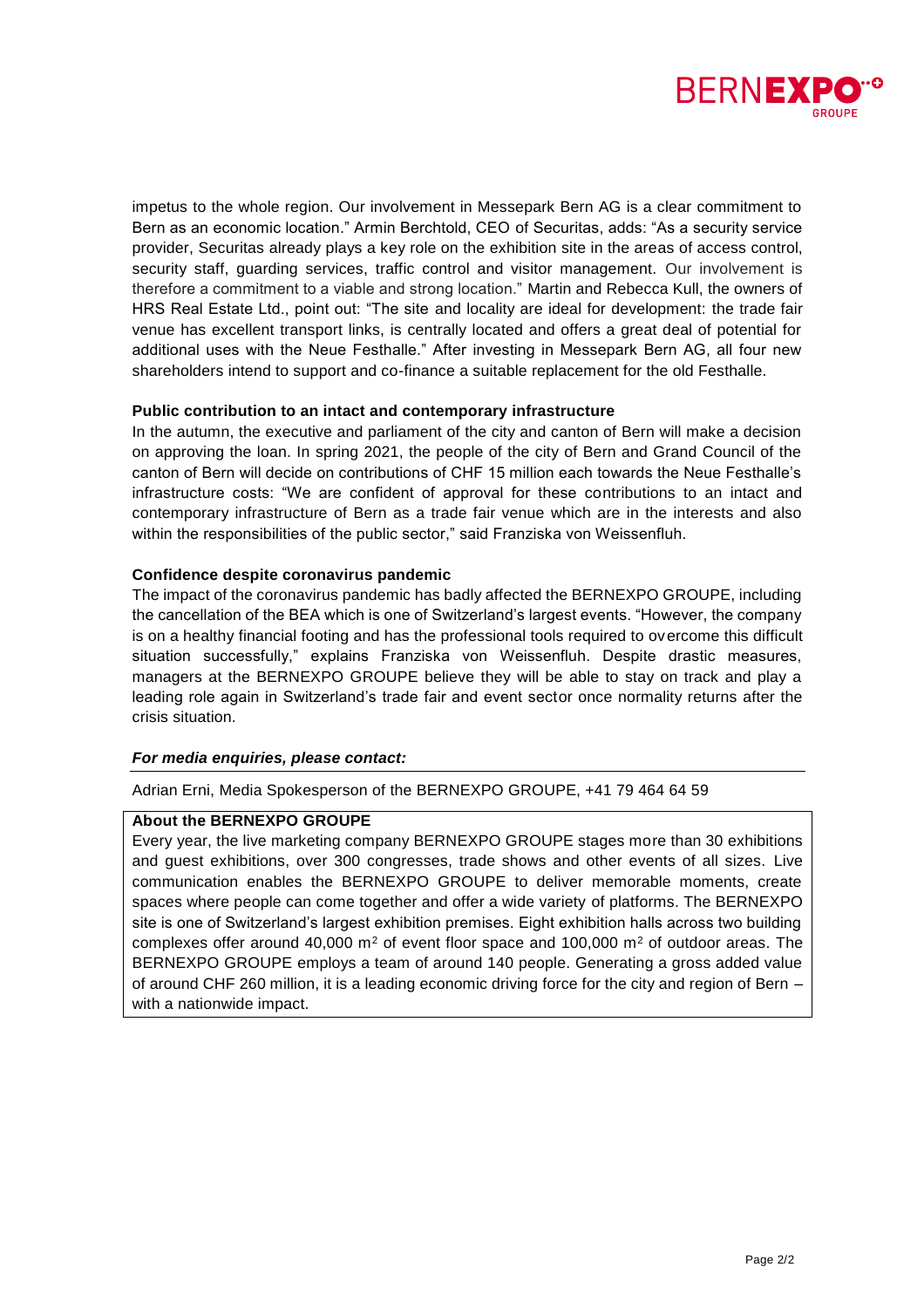impetus to the whole region. Our involvement in Messepark Bern AG is a clear commitment to Bern as an economic location." Armin Berchtold, CEO of Securitas, adds: "As a security service provider, Securitas already plays a key role on the exhibition site in the areas of access control, security staff, guarding services, traffic control and visitor management. Our involvement is therefore a commitment to a viable and strong location." Martin and Rebecca Kull, the owners of HRS Real Estate Ltd., point out: "The site and locality are ideal for development: the trade fair venue has excellent transport links, is centrally located and offers a great deal of potential for additional uses with the Neue Festhalle." After investing in Messepark Bern AG, all four new shareholders intend to support and co-finance a suitable replacement for the old Festhalle.

**Public contribution to an intact and contemporary infrastructure**

In the autumn, the executive and parliament of the city and canton of Bern will make a decision on approving the loan. In spring 2021, the people of the city of Bern and Grand Council of the canton of Bern will decide on contributions of CHF 15 million each towards the Neue Festhalle's infrastructure costs: "We are confident of approval for these contributions to an intact and contemporary infrastructure of Bern as a trade fair venue which are in the interests and also within the responsibilities of the public sector," said Franziska von Weissenfluh.

**Confidence despite coronavirus pandemic**

The impact of the coronavirus pandemic has badly affected the BERNEXPO GROUPE, including the cancellation of the BEA which is one of Switzerland's largest events. "However, the company is on a healthy financial footing and has the professional tools required to overcome this difficult situation successfully," explains Franziska von Weissenfluh. Despite drastic measures, managers at the BERNEXPO GROUPE believe they will be able to stay on track and play a leading role again in Switzerland's trade fair and event sector once normality returns after the crisis situation.

***For media enquiries, please contact:***

Adrian Erni, Media Spokesperson of the BERNEXPO GROUPE, +41 79 464 64 59

**About the BERNEXPO GROUPE**

Every year, the live marketing company BERNEXPO GROUPE stages more than 30 exhibitions and guest exhibitions, over 300 congresses, trade shows and other events of all sizes. Live communication enables the BERNEXPO GROUPE to deliver memorable moments, create spaces where people can come together and offer a wide variety of platforms. The BERNEXPO site is one of Switzerland's largest exhibition premises. Eight exhibition halls across two building complexes offer around 40,000 $m^2$ of event floor space and 100,000 $m^2$ of outdoor areas. The BERNEXPO GROUPE employs a team of around 140 people. Generating a gross added value of around CHF 260 million, it is a leading economic driving force for the city and region of Bern – with a nationwide impact.